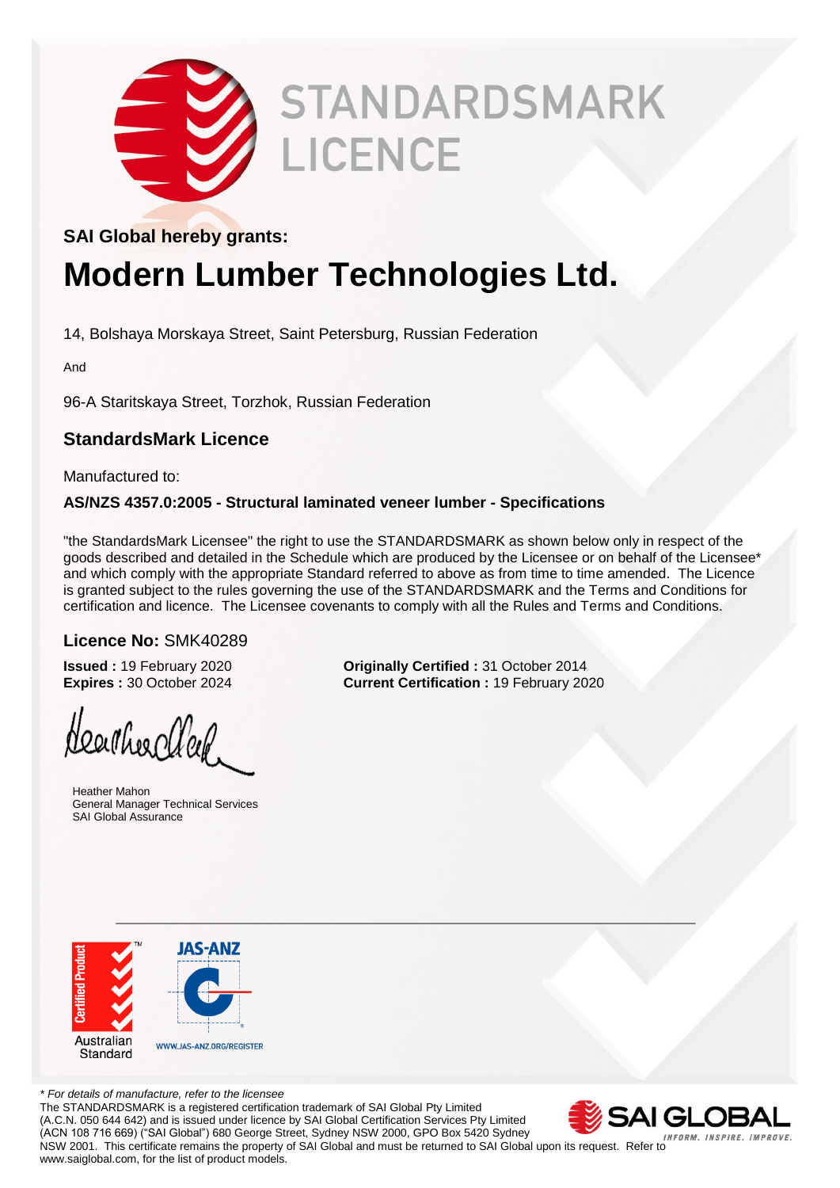# STANDARDSMARK LICENCE

**SAI Global hereby grants:**

# Modern Lumber Technologies Ltd.

14, Bolshaya Morskaya Street, Saint Petersburg, Russian Federation

And

96-A Staritskaya Street, Torzhok, Russian Federation

## StandardsMark Licence

Manufactured to:

**AS/NZS 4357.0:2005 - Structural laminated veneer lumber - Specifications**

"the StandardsMark Licensee" the right to use the STANDARDSMARK as shown below only in respect of the goods described and detailed in the Schedule which are produced by the Licensee or on behalf of the Licensee* and which comply with the appropriate Standard referred to above as from time to time amended. The Licence is granted subject to the rules governing the use of the STANDARDSMARK and the Terms and Conditions for certification and licence. The Licensee covenants to comply with all the Rules and Terms and Conditions.

**Licence No:** SMK40289

**Issued :** 19 February 2020
**Expires :** 30 October 2024

**Originally Certified :** 31 October 2014
**Current Certification :** 19 February 2020

Heather Mahon
General Manager Technical Services
SAI Global Assurance

Certified Product
Australian Standard

JAS-ANZ
WWW.JAS-ANZ.ORG/REGISTER

*\* For details of manufacture, refer to the licensee*

The STANDARDSMARK is a registered certification trademark of SAI Global Pty Limited (A.C.N. 050 644 642) and is issued under licence by SAI Global Certification Services Pty Limited (ACN 108 716 669) ("SAI Global") 680 George Street, Sydney NSW 2000, GPO Box 5420 Sydney NSW 2001. This certificate remains the property of SAI Global and must be returned to SAI Global upon its request. Refer to www.saiglobal.com, for the list of product models.

SAI GLOBAL
INFORM. INSPIRE. IMPROVE.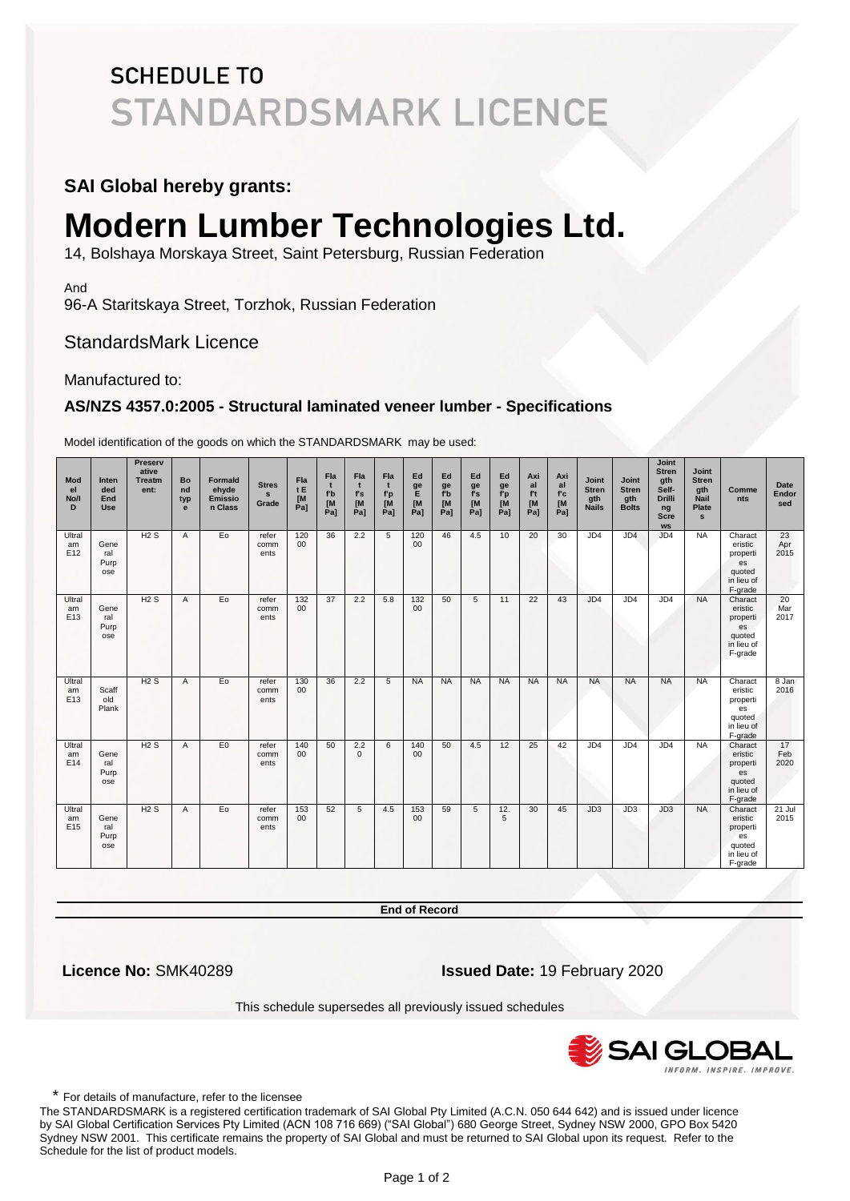# SCHEDULE TO STANDARDSMARK LICENCE

**SAI Global hereby grants:**

# Modern Lumber Technologies Ltd.

14, Bolshaya Morskaya Street, Saint Petersburg, Russian Federation

And

96-A Staritskaya Street, Torzhok, Russian Federation

## StandardsMark Licence

Manufactured to:

### AS/NZS 4357.0:2005 - Structural laminated veneer lumber - Specifications

Model identification of the goods on which the STANDARDSMARK may be used:

| Model No/ID | Intended End Use | Preservative Treatment | Bond type | Formaldehyde Emission Class | Stress Grade | Flat E [MPa] | Flat f'b [MPa] | Flat f's [MPa] | Flat f'p [MPa] | Edge E [MPa] | Edge f'b [MPa] | Edge f's [MPa] | Edge f'p [MPa] | Axial f't [MPa] | Axial f'c [MPa] | Joint Strength Nails | Joint Strength Bolts | Joint Strength Self-Drilling Screws | Joint Strength Nail Plates | Comments | Date Endorsed |
|---|---|---|---|---|---|---|---|---|---|---|---|---|---|---|---|---|---|---|---|---|---|
| Ultralam E12 | General Purpose | H2 S | A | Eo | refer comments | 12000 | 36 | 2.2 | 5 | 12000 | 46 | 4.5 | 10 | 20 | 30 | JD4 | JD4 | JD4 | NA | Characteristic properties quoted in lieu of F-grade | 23 Apr 2015 |
| Ultralam E13 | General Purpose | H2 S | A | Eo | refer comments | 13200 | 37 | 2.2 | 5.8 | 13200 | 50 | 5 | 11 | 22 | 43 | JD4 | JD4 | JD4 | NA | Characteristic properties quoted in lieu of F-grade | 20 Mar 2017 |
| Ultralam E13 | Scaffold Plank | H2 S | A | Eo | refer comments | 13000 | 36 | 2.2 | 5 | NA | NA | NA | NA | NA | NA | NA | NA | NA | NA | Characteristic properties quoted in lieu of F-grade | 8 Jan 2016 |
| Ultralam E14 | General Purpose | H2 S | A | E0 | refer comments | 14000 | 50 | 2.20 | 6 | 14000 | 50 | 4.5 | 12 | 25 | 42 | JD4 | JD4 | JD4 | NA | Characteristic properties quoted in lieu of F-grade | 17 Feb 2020 |
| Ultralam E15 | General Purpose | H2 S | A | Eo | refer comments | 15300 | 52 | 5 | 4.5 | 15300 | 59 | 5 | 12.5 | 30 | 45 | JD3 | JD3 | JD3 | NA | Characteristic properties quoted in lieu of F-grade | 21 Jul 2015 |

**End of Record**

**Licence No:** SMK40289

**Issued Date:** 19 February 2020

This schedule supersedes all previously issued schedules

SAI GLOBAL
INFORM. INSPIRE. IMPROVE.

* For details of manufacture, refer to the licensee

The STANDARDSMARK is a registered certification trademark of SAI Global Pty Limited (A.C.N. 050 644 642) and is issued under licence by SAI Global Certification Services Pty Limited (ACN 108 716 669) ("SAI Global") 680 George Street, Sydney NSW 2000, GPO Box 5420 Sydney NSW 2001. This certificate remains the property of SAI Global and must be returned to SAI Global upon its request. Refer to the Schedule for the list of product models.